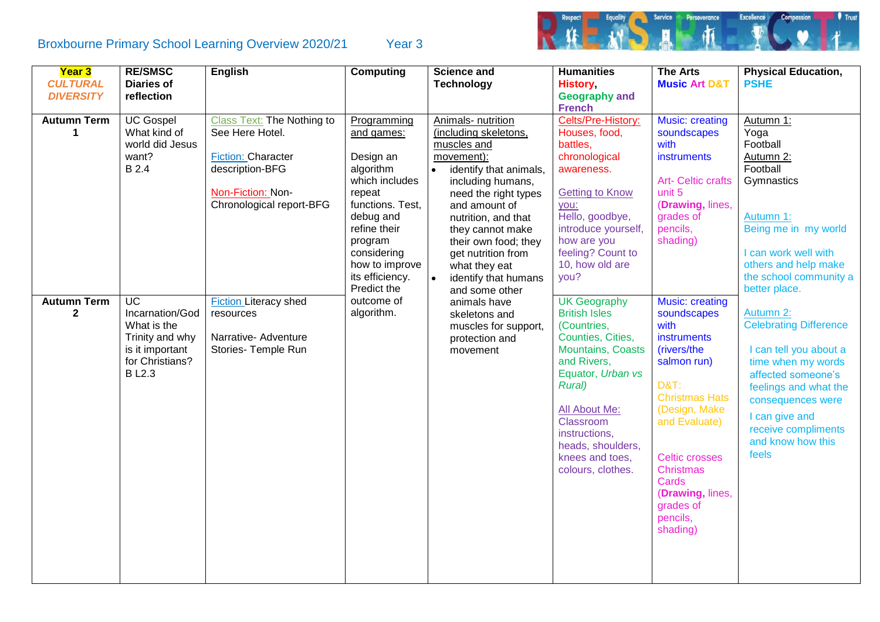# Broxbourne Primary School Learning Overview 2020/21 Year 3

| Year 3 *CULTURAL DIVERSITY* | RE/SMSC Diaries of reflection | English | Computing | Science and Technology | Humanities History, Geography and French | The Arts Music Art D&T | Physical Education, PSHE |
|---|---|---|---|---|---|---|---|
| **Autumn Term 1** | UC Gospel What kind of world did Jesus want? B 2.4 | Class Text: The Nothing to See Here Hotel.<br><br>Fiction: Character description-BFG<br><br>Non-Fiction: Non-Chronological report-BFG | Programming and games:<br><br>Design an algorithm which includes repeat functions. Test, debug and refine their program considering how to improve its efficiency. Predict the outcome of algorithm. | Animals- nutrition (including skeletons, muscles and movement):<br>• identify that animals, including humans, need the right types and amount of nutrition, and that they cannot make their own food; they get nutrition from what they eat<br>• identify that humans and some other animals have skeletons and muscles for support, protection and movement | Celts/Pre-History: Houses, food, battles, chronological awareness.<br><br>Getting to Know you: Hello, goodbye, introduce yourself, how are you feeling? Count to 10, how old are you? | Music: creating soundscapes with instruments<br><br>Art- Celtic crafts unit 5 (**Drawing**, lines, grades of pencils, shading) | Autumn 1: Yoga Football<br>Autumn 2: Football Gymnastics<br><br>Autumn 1: Being me in my world<br><br>I can work well with others and help make the school community a better place.<br><br>Autumn 2: Celebrating Difference<br><br>I can tell you about a time when my words affected someone's feelings and what the consequences were<br><br>I can give and receive compliments and know how this feels |
| **Autumn Term 2** | UC Incarnation/God What is the Trinity and why is it important for Christians? B L2.3 | Fiction Literacy shed resources<br><br>Narrative- Adventure Stories- Temple Run | | | UK Geography British Isles (Countries, Counties, Cities, Mountains, Coasts and Rivers, Equator, *Urban vs Rural*)<br><br>All About Me: Classroom instructions, heads, shoulders, knees and toes, colours, clothes. | Music: creating soundscapes with instruments (rivers/the salmon run)<br><br>D&T: Christmas Hats (Design, Make and Evaluate)<br><br>Celtic crosses Christmas Cards (**Drawing**, lines, grades of pencils, shading) | |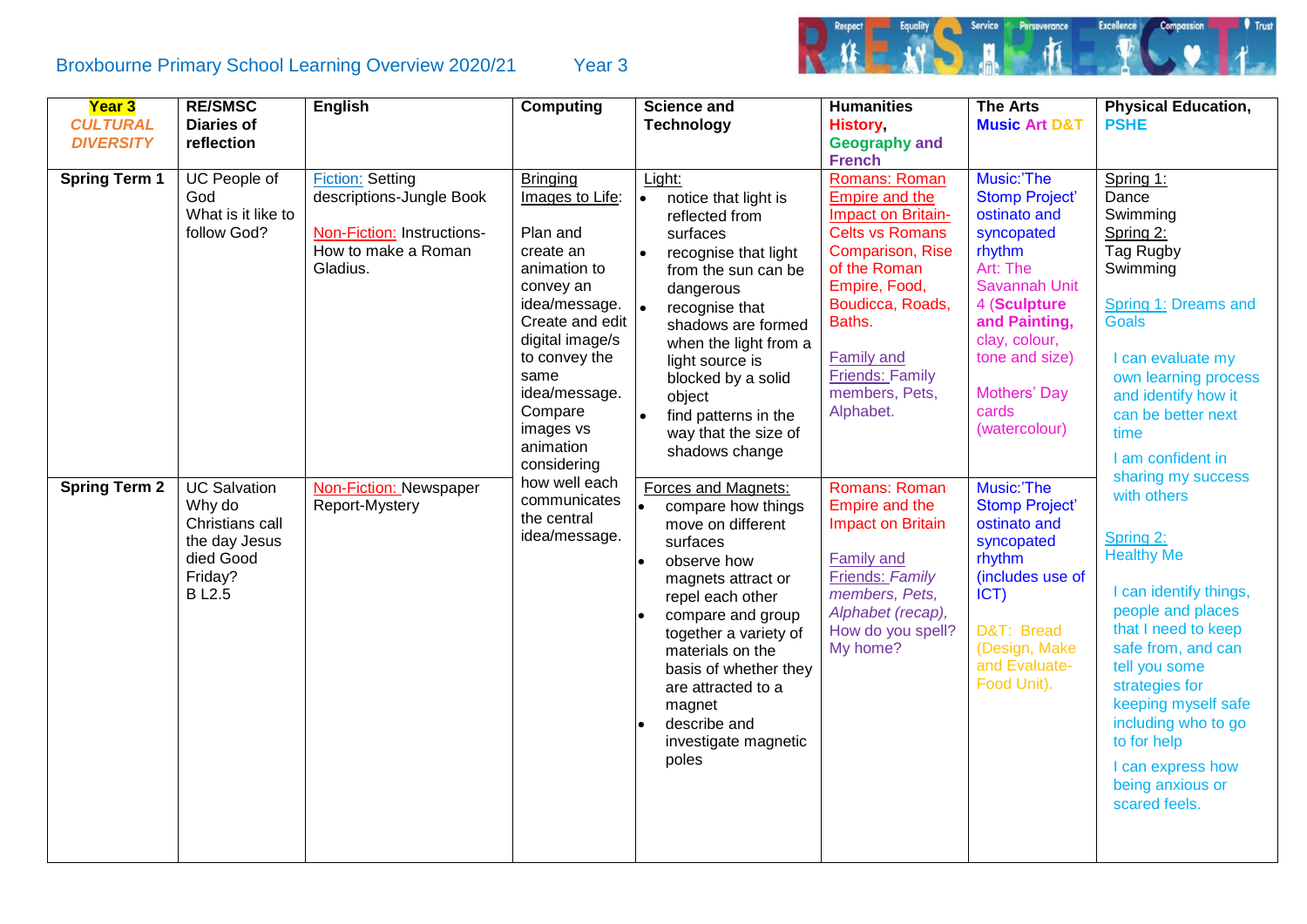Broxbourne Primary School Learning Overview 2020/21 Year 3

| **Year 3** *CULTURAL DIVERSITY* | **RE/SMSC Diaries of reflection** | **English** | **Computing** | **Science and Technology** | **Humanities History, Geography and French** | **The Arts Music Art D&T** | **Physical Education, PSHE** |
|---|---|---|---|---|---|---|---|
| **Spring Term 1** | UC People of God What is it like to follow God? | Fiction: Setting descriptions-Jungle Book<br><br>Non-Fiction: Instructions- How to make a Roman Gladius. | Bringing Images to Life:<br><br>Plan and create an animation to convey an idea/message. Create and edit digital image/s to convey the same idea/message. Compare images vs animation considering how well each communicates the central idea/message. | Light:<br>• notice that light is reflected from surfaces<br>• recognise that light from the sun can be dangerous<br>• recognise that shadows are formed when the light from a light source is blocked by a solid object<br>• find patterns in the way that the size of shadows change | Romans: Roman Empire and the Impact on Britain- Celts vs Romans Comparison, Rise of the Roman Empire, Food, Boudicca, Roads, Baths.<br><br>Family and Friends: Family members, Pets, Alphabet. | Music:'The Stomp Project' ostinato and syncopated rhythm<br>Art: The Savannah Unit 4 (**Sculpture and Painting,** clay, colour, tone and size)<br><br>Mothers' Day cards (watercolour) | Spring 1:<br>Dance<br>Swimming<br>Spring 2:<br>Tag Rugby<br>Swimming<br><br>Spring 1: Dreams and Goals<br><br>I can evaluate my own learning process and identify how it can be better next time<br><br>I am confident in sharing my success with others<br><br>Spring 2:<br>Healthy Me<br><br>I can identify things, people and places that I need to keep safe from, and can tell you some strategies for keeping myself safe including who to go to for help<br><br>I can express how being anxious or scared feels. |
| **Spring Term 2** | UC Salvation Why do Christians call the day Jesus died Good Friday?<br>B L2.5 | Non-Fiction: Newspaper Report-Mystery | | Forces and Magnets:<br>• compare how things move on different surfaces<br>• observe how magnets attract or repel each other<br>• compare and group together a variety of materials on the basis of whether they are attracted to a magnet<br>• describe and investigate magnetic poles | Romans: Roman Empire and the Impact on Britain<br><br>Family and Friends: *Family members, Pets, Alphabet (recap),* How do you spell? My home? | Music:'The Stomp Project' ostinato and syncopated rhythm (includes use of ICT)<br><br>D&T: Bread (Design, Make and Evaluate- Food Unit). | |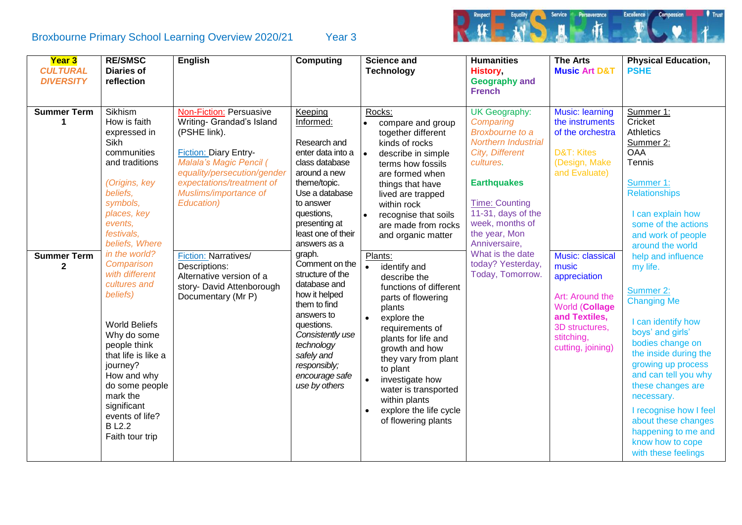Broxbourne Primary School Learning Overview 2020/21 Year 3

| Year 3 *CULTURAL DIVERSITY* | RE/SMSC Diaries of reflection | English | Computing | Science and Technology | Humanities History, Geography and French | The Arts Music Art D&T | Physical Education, PSHE |
|---|---|---|---|---|---|---|---|
| **Summer Term 1** | Sikhism<br>How is faith expressed in Sikh communities and traditions<br><br>*(Origins, key beliefs, symbols, places, key events, festivals, beliefs, Where in the world? Comparison with different cultures and beliefs)*<br><br>World Beliefs<br>Why do some people think that life is like a journey?<br>How and why do some people mark the significant events of life?<br>B L2.2<br>Faith tour trip | Non-Fiction: Persuasive Writing- Grandad's Island (PSHE link).<br><br>Fiction: Diary Entry- *Malala's Magic Pencil ( equality/persecution/gender expectations/treatment of Muslims/importance of Education)* | Keeping Informed:<br><br>Research and enter data into a class database around a new theme/topic.<br>Use a database to answer questions, presenting at least one of their answers as a graph.<br>Comment on the structure of the database and how it helped them to find answers to questions.<br>*Consistently use technology safely and responsibly; encourage safe use by others* | Rocks:<br>• compare and group together different kinds of rocks<br>• describe in simple terms how fossils are formed when things that have lived are trapped within rock<br>• recognise that soils are made from rocks and organic matter | UK Geography: *Comparing Broxbourne to a Northern Industrial City, Different cultures.*<br><br>**Earthquakes**<br><br>Time: Counting 11-31, days of the week, months of the year, Mon Anniversaire, What is the date today? Yesterday, Today, Tomorrow. | Music: learning the instruments of the orchestra<br><br>D&T: Kites (Design, Make and Evaluate) | Summer 1:<br>Cricket<br>Athletics<br>Summer 2:<br>OAA<br>Tennis<br><br>Summer 1:<br>Relationships<br><br>I can explain how some of the actions and work of people around the world help and influence my life.<br><br>Summer 2:<br>Changing Me<br><br>I can identify how boys' and girls' bodies change on the inside during the growing up process and can tell you why these changes are necessary.<br><br>I recognise how I feel about these changes happening to me and know how to cope with these feelings |
| **Summer Term 2** | | Fiction: Narratives/ Descriptions:<br>Alternative version of a story- David Attenborough Documentary (Mr P) | | Plants:<br>• identify and describe the functions of different parts of flowering plants<br>• explore the requirements of plants for life and growth and how they vary from plant to plant<br>• investigate how water is transported within plants<br>• explore the life cycle of flowering plants | | Music: classical music appreciation<br><br>Art: Around the World (**Collage and Textiles,** 3D structures, stitching, cutting, joining) | |